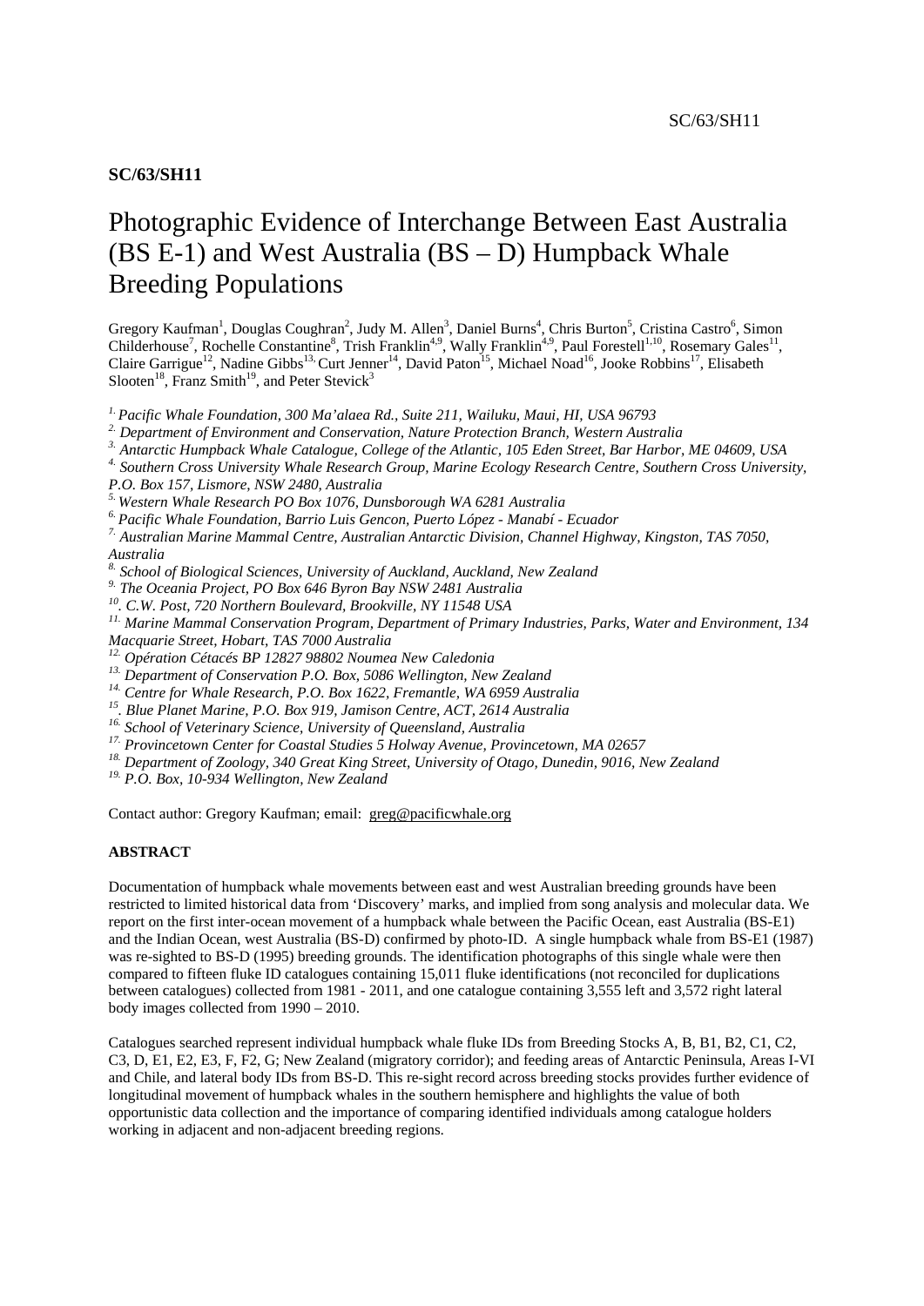**SC/63/SH11**

# Photographic Evidence of Interchange Between East Australia (BS E-1) and West Australia (BS – D) Humpback Whale Breeding Populations

Gregory Kaufman[1], Douglas Coughran[2], Judy M. Allen[3], Daniel Burns[4], Chris Burton[5], Cristina Castro[6], Simon Childerhouse[7], Rochelle Constantine[8], Trish Franklin[4,9], Wally Franklin[4,9], Paul Forestell[1,10], Rosemary Gales[11], Claire Garrigue[12], Nadine Gibbs[13], Curt Jenner[14], David Paton[15], Michael Noad[16], Jooke Robbins[17], Elisabeth Slooten[18], Franz Smith[19], and Peter Stevick[3]

*[1] Pacific Whale Foundation, 300 Ma'alaea Rd., Suite 211, Wailuku, Maui, HI, USA 96793*
*[2] Department of Environment and Conservation, Nature Protection Branch, Western Australia*
*[3] Antarctic Humpback Whale Catalogue, College of the Atlantic, 105 Eden Street, Bar Harbor, ME 04609, USA*
*[4] Southern Cross University Whale Research Group, Marine Ecology Research Centre, Southern Cross University, P.O. Box 157, Lismore, NSW 2480, Australia*
*[5] Western Whale Research PO Box 1076, Dunsborough WA 6281 Australia*
*[6] Pacific Whale Foundation, Barrio Luis Gencon, Puerto López - Manabí - Ecuador*
*[7] Australian Marine Mammal Centre, Australian Antarctic Division, Channel Highway, Kingston, TAS 7050, Australia*
*[8] School of Biological Sciences, University of Auckland, Auckland, New Zealand*
*[9] The Oceania Project, PO Box 646 Byron Bay NSW 2481 Australia*
*[10] C.W. Post, 720 Northern Boulevard, Brookville, NY 11548 USA*
*[11] Marine Mammal Conservation Program, Department of Primary Industries, Parks, Water and Environment, 134 Macquarie Street, Hobart, TAS 7000 Australia*
*[12] Opération Cétacés BP 12827 98802 Noumea New Caledonia*
*[13] Department of Conservation P.O. Box, 5086 Wellington, New Zealand*
*[14] Centre for Whale Research, P.O. Box 1622, Fremantle, WA 6959 Australia*
*[15] Blue Planet Marine, P.O. Box 919, Jamison Centre, ACT, 2614 Australia*
*[16] School of Veterinary Science, University of Queensland, Australia*
*[17] Provincetown Center for Coastal Studies 5 Holway Avenue, Provincetown, MA 02657*
*[18] Department of Zoology, 340 Great King Street, University of Otago, Dunedin, 9016, New Zealand*
*[19] P.O. Box, 10-934 Wellington, New Zealand*

Contact author: Gregory Kaufman; email: greg@pacificwhale.org

**ABSTRACT**

Documentation of humpback whale movements between east and west Australian breeding grounds have been restricted to limited historical data from 'Discovery' marks, and implied from song analysis and molecular data. We report on the first inter-ocean movement of a humpback whale between the Pacific Ocean, east Australia (BS-E1) and the Indian Ocean, west Australia (BS-D) confirmed by photo-ID. A single humpback whale from BS-E1 (1987) was re-sighted to BS-D (1995) breeding grounds. The identification photographs of this single whale were then compared to fifteen fluke ID catalogues containing 15,011 fluke identifications (not reconciled for duplications between catalogues) collected from 1981 - 2011, and one catalogue containing 3,555 left and 3,572 right lateral body images collected from 1990 – 2010.

Catalogues searched represent individual humpback whale fluke IDs from Breeding Stocks A, B, B1, B2, C1, C2, C3, D, E1, E2, E3, F, F2, G; New Zealand (migratory corridor); and feeding areas of Antarctic Peninsula, Areas I-VI and Chile, and lateral body IDs from BS-D. This re-sight record across breeding stocks provides further evidence of longitudinal movement of humpback whales in the southern hemisphere and highlights the value of both opportunistic data collection and the importance of comparing identified individuals among catalogue holders working in adjacent and non-adjacent breeding regions.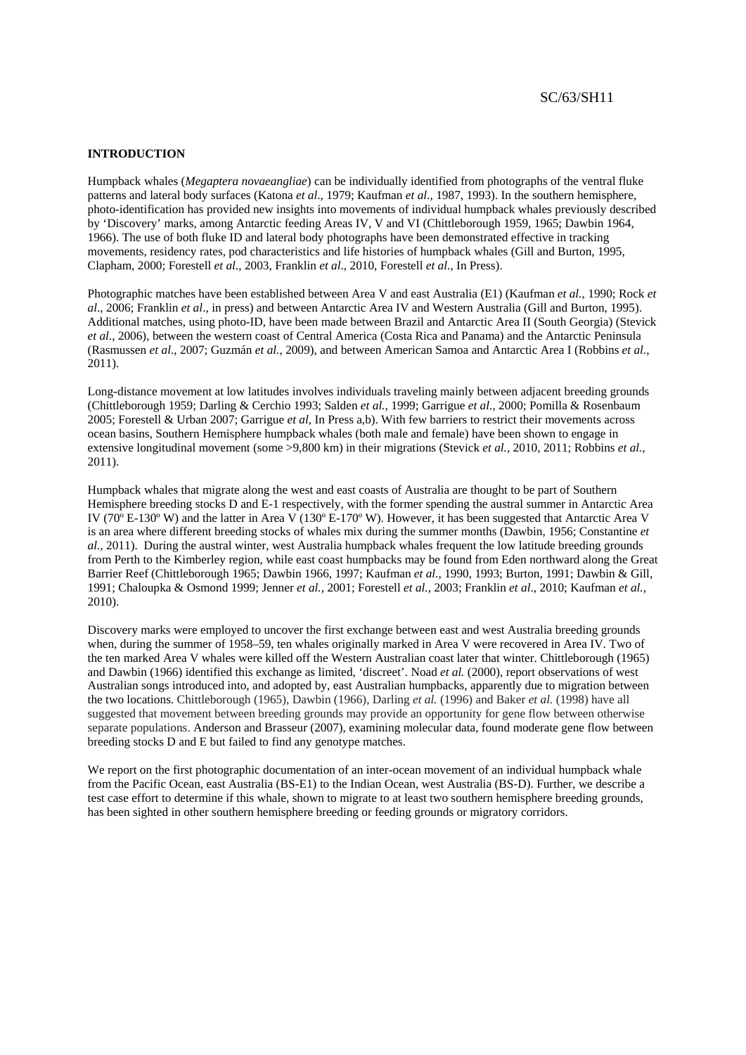## INTRODUCTION

Humpback whales (*Megaptera novaeangliae*) can be individually identified from photographs of the ventral fluke patterns and lateral body surfaces (Katona *et al*., 1979; Kaufman *et al*., 1987, 1993). In the southern hemisphere, photo-identification has provided new insights into movements of individual humpback whales previously described by 'Discovery' marks, among Antarctic feeding Areas IV, V and VI (Chittleborough 1959, 1965; Dawbin 1964, 1966). The use of both fluke ID and lateral body photographs have been demonstrated effective in tracking movements, residency rates, pod characteristics and life histories of humpback whales (Gill and Burton, 1995, Clapham, 2000; Forestell *et al*., 2003, Franklin *et al*., 2010, Forestell *et al*., In Press).

Photographic matches have been established between Area V and east Australia (E1) (Kaufman *et al.*, 1990; Rock *et al*., 2006; Franklin *et al*., in press) and between Antarctic Area IV and Western Australia (Gill and Burton, 1995). Additional matches, using photo-ID, have been made between Brazil and Antarctic Area II (South Georgia) (Stevick *et al*., 2006), between the western coast of Central America (Costa Rica and Panama) and the Antarctic Peninsula (Rasmussen *et al*., 2007; Guzmán *et al.,* 2009), and between American Samoa and Antarctic Area I (Robbins *et al.*, 2011).

Long-distance movement at low latitudes involves individuals traveling mainly between adjacent breeding grounds (Chittleborough 1959; Darling & Cerchio 1993; Salden *et al.,* 1999; Garrigue *et al.,* 2000; Pomilla & Rosenbaum 2005; Forestell & Urban 2007; Garrigue *et al*, In Press a,b). With few barriers to restrict their movements across ocean basins, Southern Hemisphere humpback whales (both male and female) have been shown to engage in extensive longitudinal movement (some >9,800 km) in their migrations (Stevick *et al.*, 2010, 2011; Robbins *et al.*, 2011).

Humpback whales that migrate along the west and east coasts of Australia are thought to be part of Southern Hemisphere breeding stocks D and E-1 respectively, with the former spending the austral summer in Antarctic Area IV (70º E-130º W) and the latter in Area V (130º E-170º W). However, it has been suggested that Antarctic Area V is an area where different breeding stocks of whales mix during the summer months (Dawbin, 1956; Constantine *et al.,* 2011). During the austral winter, west Australia humpback whales frequent the low latitude breeding grounds from Perth to the Kimberley region, while east coast humpbacks may be found from Eden northward along the Great Barrier Reef (Chittleborough 1965; Dawbin 1966, 1997; Kaufman *et al.,* 1990, 1993; Burton, 1991; Dawbin & Gill, 1991; Chaloupka & Osmond 1999; Jenner *et al.,* 2001; Forestell *et al.,* 2003; Franklin *et al*., 2010; Kaufman *et al.,* 2010).

Discovery marks were employed to uncover the first exchange between east and west Australia breeding grounds when, during the summer of 1958–59, ten whales originally marked in Area V were recovered in Area IV. Two of the ten marked Area V whales were killed off the Western Australian coast later that winter. Chittleborough (1965) and Dawbin (1966) identified this exchange as limited, 'discreet'. Noad *et al.* (2000), report observations of west Australian songs introduced into, and adopted by, east Australian humpbacks, apparently due to migration between the two locations. Chittleborough (1965), Dawbin (1966), Darling *et al.* (1996) and Baker *et al.* (1998) have all suggested that movement between breeding grounds may provide an opportunity for gene flow between otherwise separate populations. Anderson and Brasseur (2007), examining molecular data, found moderate gene flow between breeding stocks D and E but failed to find any genotype matches.

We report on the first photographic documentation of an inter-ocean movement of an individual humpback whale from the Pacific Ocean, east Australia (BS-E1) to the Indian Ocean, west Australia (BS-D). Further, we describe a test case effort to determine if this whale, shown to migrate to at least two southern hemisphere breeding grounds, has been sighted in other southern hemisphere breeding or feeding grounds or migratory corridors.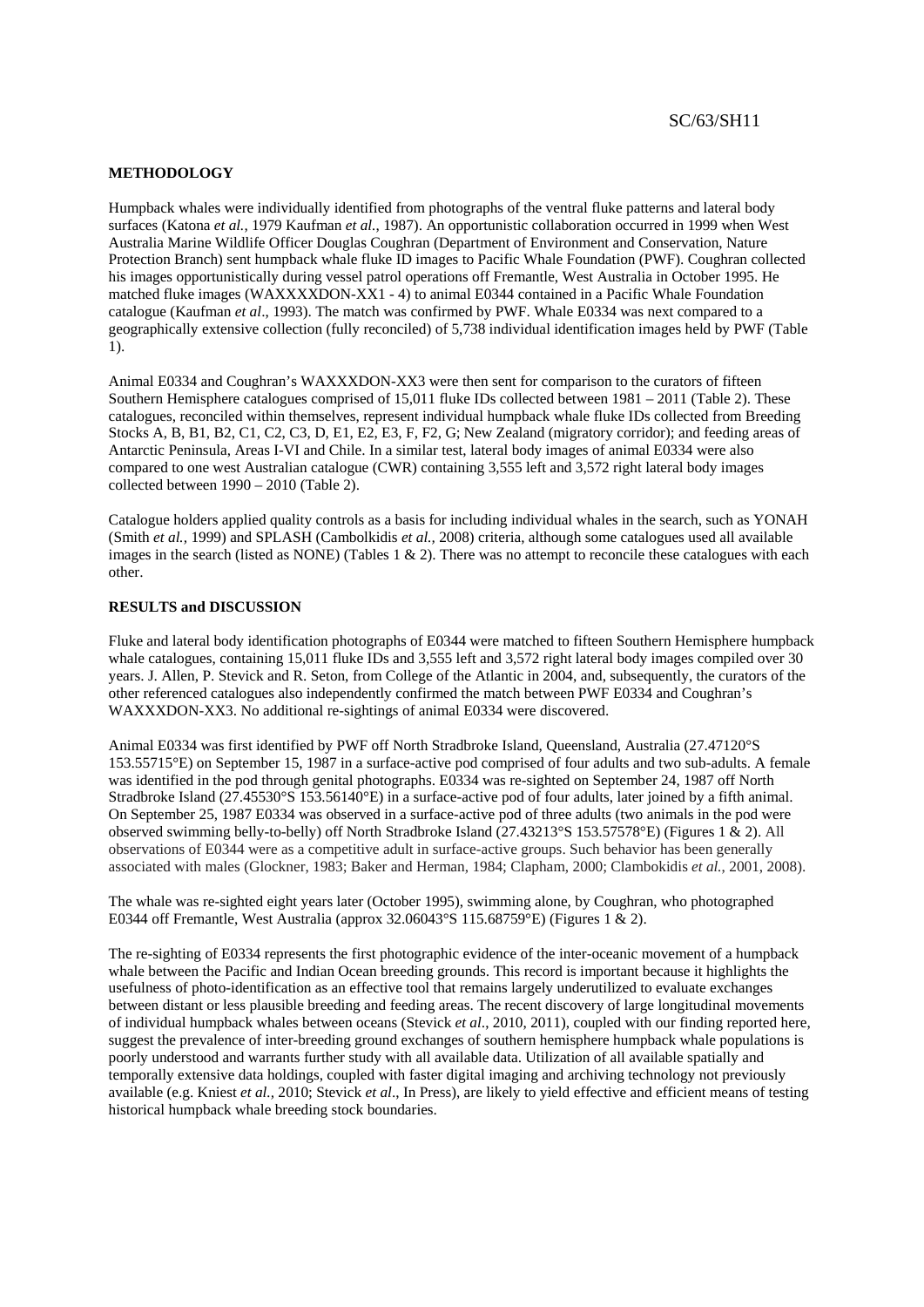**METHODOLOGY**

Humpback whales were individually identified from photographs of the ventral fluke patterns and lateral body surfaces (Katona *et al.,* 1979 Kaufman *et al.,* 1987). An opportunistic collaboration occurred in 1999 when West Australia Marine Wildlife Officer Douglas Coughran (Department of Environment and Conservation, Nature Protection Branch) sent humpback whale fluke ID images to Pacific Whale Foundation (PWF). Coughran collected his images opportunistically during vessel patrol operations off Fremantle, West Australia in October 1995. He matched fluke images (WAXXXXDON-XX1 - 4) to animal E0344 contained in a Pacific Whale Foundation catalogue (Kaufman *et al*., 1993). The match was confirmed by PWF. Whale E0334 was next compared to a geographically extensive collection (fully reconciled) of 5,738 individual identification images held by PWF (Table 1).

Animal E0334 and Coughran's WAXXXDON-XX3 were then sent for comparison to the curators of fifteen Southern Hemisphere catalogues comprised of 15,011 fluke IDs collected between 1981 – 2011 (Table 2). These catalogues, reconciled within themselves, represent individual humpback whale fluke IDs collected from Breeding Stocks A, B, B1, B2, C1, C2, C3, D, E1, E2, E3, F, F2, G; New Zealand (migratory corridor); and feeding areas of Antarctic Peninsula, Areas I-VI and Chile. In a similar test, lateral body images of animal E0334 were also compared to one west Australian catalogue (CWR) containing 3,555 left and 3,572 right lateral body images collected between 1990 – 2010 (Table 2).

Catalogue holders applied quality controls as a basis for including individual whales in the search, such as YONAH (Smith *et al.,* 1999) and SPLASH (Cambolkidis *et al.,* 2008) criteria, although some catalogues used all available images in the search (listed as NONE) (Tables 1 & 2). There was no attempt to reconcile these catalogues with each other.

**RESULTS and DISCUSSION**

Fluke and lateral body identification photographs of E0344 were matched to fifteen Southern Hemisphere humpback whale catalogues, containing 15,011 fluke IDs and 3,555 left and 3,572 right lateral body images compiled over 30 years. J. Allen, P. Stevick and R. Seton, from College of the Atlantic in 2004, and, subsequently, the curators of the other referenced catalogues also independently confirmed the match between PWF E0334 and Coughran's WAXXXDON-XX3. No additional re-sightings of animal E0334 were discovered.

Animal E0334 was first identified by PWF off North Stradbroke Island, Queensland, Australia (27.47120°S 153.55715°E) on September 15, 1987 in a surface-active pod comprised of four adults and two sub-adults. A female was identified in the pod through genital photographs. E0334 was re-sighted on September 24, 1987 off North Stradbroke Island (27.45530°S 153.56140°E) in a surface-active pod of four adults, later joined by a fifth animal. On September 25, 1987 E0334 was observed in a surface-active pod of three adults (two animals in the pod were observed swimming belly-to-belly) off North Stradbroke Island (27.43213°S 153.57578°E) (Figures 1 & 2). All observations of E0344 were as a competitive adult in surface-active groups. Such behavior has been generally associated with males (Glockner, 1983; Baker and Herman, 1984; Clapham, 2000; Clambokidis *et al.*, 2001, 2008).

The whale was re-sighted eight years later (October 1995), swimming alone, by Coughran, who photographed E0344 off Fremantle, West Australia (approx 32.06043°S 115.68759°E) (Figures 1 & 2).

The re-sighting of E0334 represents the first photographic evidence of the inter-oceanic movement of a humpback whale between the Pacific and Indian Ocean breeding grounds. This record is important because it highlights the usefulness of photo-identification as an effective tool that remains largely underutilized to evaluate exchanges between distant or less plausible breeding and feeding areas. The recent discovery of large longitudinal movements of individual humpback whales between oceans (Stevick *et al*., 2010, 2011), coupled with our finding reported here, suggest the prevalence of inter-breeding ground exchanges of southern hemisphere humpback whale populations is poorly understood and warrants further study with all available data. Utilization of all available spatially and temporally extensive data holdings, coupled with faster digital imaging and archiving technology not previously available (e.g. Kniest *et al.,* 2010; Stevick *et al*., In Press), are likely to yield effective and efficient means of testing historical humpback whale breeding stock boundaries.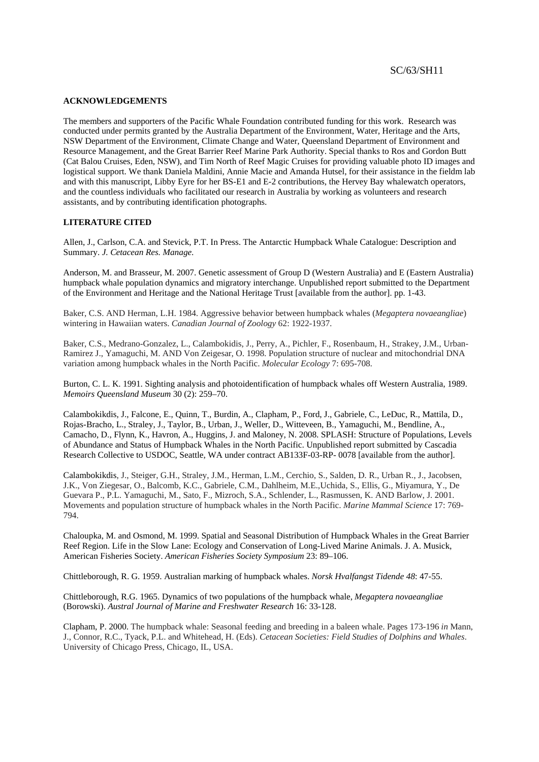**ACKNOWLEDGEMENTS**

The members and supporters of the Pacific Whale Foundation contributed funding for this work. Research was conducted under permits granted by the Australia Department of the Environment, Water, Heritage and the Arts, NSW Department of the Environment, Climate Change and Water, Queensland Department of Environment and Resource Management, and the Great Barrier Reef Marine Park Authority. Special thanks to Ros and Gordon Butt (Cat Balou Cruises, Eden, NSW), and Tim North of Reef Magic Cruises for providing valuable photo ID images and logistical support. We thank Daniela Maldini, Annie Macie and Amanda Hutsel, for their assistance in the fieldm lab and with this manuscript, Libby Eyre for her BS-E1 and E-2 contributions, the Hervey Bay whalewatch operators, and the countless individuals who facilitated our research in Australia by working as volunteers and research assistants, and by contributing identification photographs.

**LITERATURE CITED**

Allen, J., Carlson, C.A. and Stevick, P.T. In Press. The Antarctic Humpback Whale Catalogue: Description and Summary. *J. Cetacean Res. Manage.*

Anderson, M. and Brasseur, M. 2007. Genetic assessment of Group D (Western Australia) and E (Eastern Australia) humpback whale population dynamics and migratory interchange. Unpublished report submitted to the Department of the Environment and Heritage and the National Heritage Trust [available from the author]. pp. 1-43.

Baker, C.S. AND Herman, L.H. 1984. Aggressive behavior between humpback whales (*Megaptera novaeangliae*) wintering in Hawaiian waters. *Canadian Journal of Zoology* 62: 1922-1937.

Baker, C.S., Medrano-Gonzalez, L., Calambokidis, J., Perry, A., Pichler, F., Rosenbaum, H., Strakey, J.M., Urban-Ramirez J., Yamaguchi, M. AND Von Zeigesar, O. 1998. Population structure of nuclear and mitochondrial DNA variation among humpback whales in the North Pacific. *Molecular Ecology* 7: 695-708.

Burton, C. L. K. 1991. Sighting analysis and photoidentification of humpback whales off Western Australia, 1989. *Memoirs Queensland Museum* 30 (2): 259–70.

Calambokikdis, J., Falcone, E., Quinn, T., Burdin, A., Clapham, P., Ford, J., Gabriele, C., LeDuc, R., Mattila, D., Rojas-Bracho, L., Straley, J., Taylor, B., Urban, J., Weller, D., Witteveen, B., Yamaguchi, M., Bendline, A., Camacho, D., Flynn, K., Havron, A., Huggins, J. and Maloney, N. 2008. SPLASH: Structure of Populations, Levels of Abundance and Status of Humpback Whales in the North Pacific. Unpublished report submitted by Cascadia Research Collective to USDOC, Seattle, WA under contract AB133F-03-RP- 0078 [available from the author].

Calambokikdis, J., Steiger, G.H., Straley, J.M., Herman, L.M., Cerchio, S., Salden, D. R., Urban R., J., Jacobsen, J.K., Von Ziegesar, O., Balcomb, K.C., Gabriele, C.M., Dahlheim, M.E.,Uchida, S., Ellis, G., Miyamura, Y., De Guevara P., P.L. Yamaguchi, M., Sato, F., Mizroch, S.A., Schlender, L., Rasmussen, K. AND Barlow, J. 2001. Movements and population structure of humpback whales in the North Pacific. *Marine Mammal Science* 17: 769-794.

Chaloupka, M. and Osmond, M. 1999. Spatial and Seasonal Distribution of Humpback Whales in the Great Barrier Reef Region. Life in the Slow Lane: Ecology and Conservation of Long-Lived Marine Animals. J. A. Musick, American Fisheries Society. *American Fisheries Society Symposium* 23: 89–106.

Chittleborough, R. G. 1959. Australian marking of humpback whales. *Norsk Hvalfangst Tidende 48*: 47-55.

Chittleborough, R.G. 1965. Dynamics of two populations of the humpback whale, *Megaptera novaeangliae* (Borowski). *Austral Journal of Marine and Freshwater Research* 16: 33-128.

Clapham, P. 2000. The humpback whale: Seasonal feeding and breeding in a baleen whale. Pages 173-196 *in* Mann, J., Connor, R.C., Tyack, P.L. and Whitehead, H. (Eds). *Cetacean Societies: Field Studies of Dolphins and Whales*. University of Chicago Press, Chicago, IL, USA.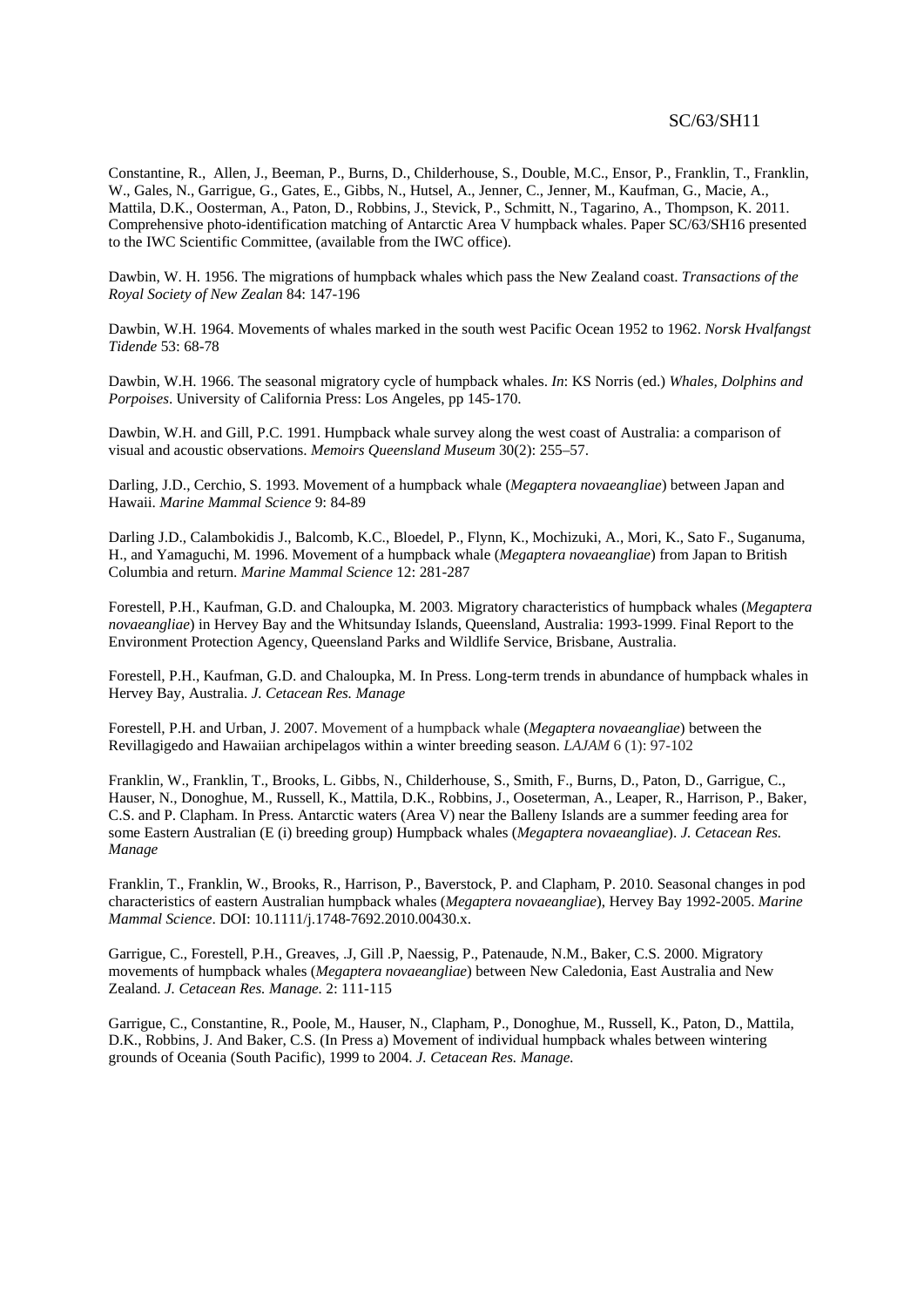Constantine, R., Allen, J., Beeman, P., Burns, D., Childerhouse, S., Double, M.C., Ensor, P., Franklin, T., Franklin, W., Gales, N., Garrigue, G., Gates, E., Gibbs, N., Hutsel, A., Jenner, C., Jenner, M., Kaufman, G., Macie, A., Mattila, D.K., Oosterman, A., Paton, D., Robbins, J., Stevick, P., Schmitt, N., Tagarino, A., Thompson, K. 2011. Comprehensive photo-identification matching of Antarctic Area V humpback whales. Paper SC/63/SH16 presented to the IWC Scientific Committee, (available from the IWC office).

Dawbin, W. H. 1956. The migrations of humpback whales which pass the New Zealand coast. *Transactions of the Royal Society of New Zealan* 84: 147-196

Dawbin, W.H. 1964. Movements of whales marked in the south west Pacific Ocean 1952 to 1962. *Norsk Hvalfangst Tidende* 53: 68-78

Dawbin, W.H. 1966. The seasonal migratory cycle of humpback whales. *In*: KS Norris (ed.) *Whales, Dolphins and Porpoises*. University of California Press: Los Angeles, pp 145-170.

Dawbin, W.H. and Gill, P.C. 1991. Humpback whale survey along the west coast of Australia: a comparison of visual and acoustic observations. *Memoirs Queensland Museum* 30(2): 255–57.

Darling, J.D., Cerchio, S. 1993. Movement of a humpback whale (*Megaptera novaeangliae*) between Japan and Hawaii. *Marine Mammal Science* 9: 84-89

Darling J.D., Calambokidis J., Balcomb, K.C., Bloedel, P., Flynn, K., Mochizuki, A., Mori, K., Sato F., Suganuma, H., and Yamaguchi, M. 1996. Movement of a humpback whale (*Megaptera novaeangliae*) from Japan to British Columbia and return. *Marine Mammal Science* 12: 281-287

Forestell, P.H., Kaufman, G.D. and Chaloupka, M. 2003. Migratory characteristics of humpback whales (*Megaptera novaeangliae*) in Hervey Bay and the Whitsunday Islands, Queensland, Australia: 1993-1999. Final Report to the Environment Protection Agency, Queensland Parks and Wildlife Service, Brisbane, Australia.

Forestell, P.H., Kaufman, G.D. and Chaloupka, M. In Press. Long-term trends in abundance of humpback whales in Hervey Bay, Australia. *J. Cetacean Res. Manage*

Forestell, P.H. and Urban, J. 2007. Movement of a humpback whale (*Megaptera novaeangliae*) between the Revillagigedo and Hawaiian archipelagos within a winter breeding season. *LAJAM* 6 (1): 97-102

Franklin, W., Franklin, T., Brooks, L. Gibbs, N., Childerhouse, S., Smith, F., Burns, D., Paton, D., Garrigue, C., Hauser, N., Donoghue, M., Russell, K., Mattila, D.K., Robbins, J., Ooseterman, A., Leaper, R., Harrison, P., Baker, C.S. and P. Clapham. In Press. Antarctic waters (Area V) near the Balleny Islands are a summer feeding area for some Eastern Australian (E (i) breeding group) Humpback whales (*Megaptera novaeangliae*). *J. Cetacean Res. Manage*

Franklin, T., Franklin, W., Brooks, R., Harrison, P., Baverstock, P. and Clapham, P. 2010. Seasonal changes in pod characteristics of eastern Australian humpback whales (*Megaptera novaeangliae*), Hervey Bay 1992-2005. *Marine Mammal Science*. DOI: 10.1111/j.1748-7692.2010.00430.x.

Garrigue, C., Forestell, P.H., Greaves, .J, Gill .P, Naessig, P., Patenaude, N.M., Baker, C.S. 2000. Migratory movements of humpback whales (*Megaptera novaeangliae*) between New Caledonia, East Australia and New Zealand. *J. Cetacean Res. Manage.* 2: 111-115

Garrigue, C., Constantine, R., Poole, M., Hauser, N., Clapham, P., Donoghue, M., Russell, K., Paton, D., Mattila, D.K., Robbins, J. And Baker, C.S. (In Press a) Movement of individual humpback whales between wintering grounds of Oceania (South Pacific), 1999 to 2004. *J. Cetacean Res. Manage.*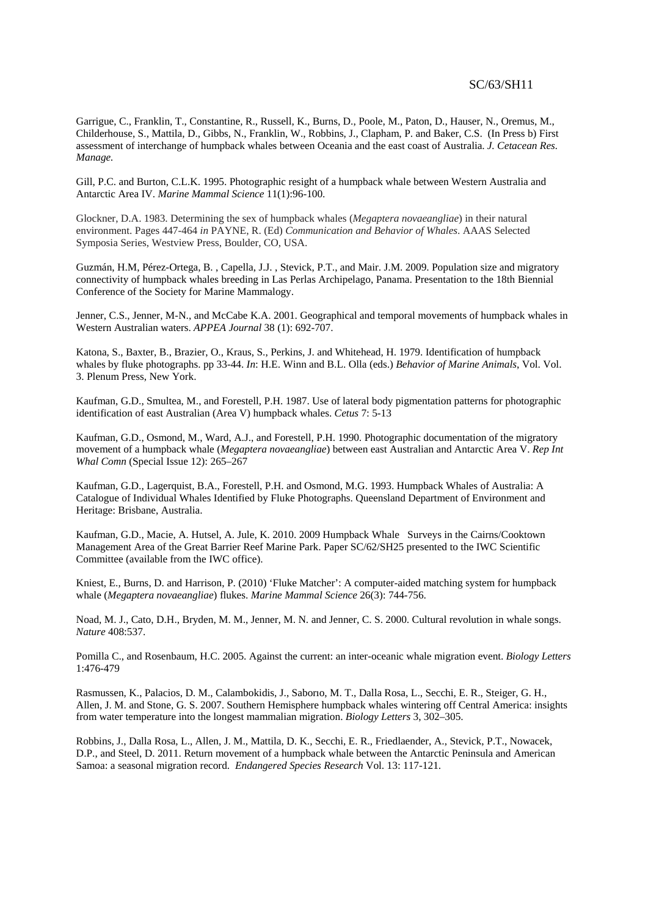Garrigue, C., Franklin, T., Constantine, R., Russell, K., Burns, D., Poole, M., Paton, D., Hauser, N., Oremus, M., Childerhouse, S., Mattila, D., Gibbs, N., Franklin, W., Robbins, J., Clapham, P. and Baker, C.S. (In Press b) First assessment of interchange of humpback whales between Oceania and the east coast of Australia. *J. Cetacean Res. Manage.*

Gill, P.C. and Burton, C.L.K. 1995. Photographic resight of a humpback whale between Western Australia and Antarctic Area IV. *Marine Mammal Science* 11(1):96-100.

Glockner, D.A. 1983. Determining the sex of humpback whales (*Megaptera novaeangliae*) in their natural environment. Pages 447-464 *in* PAYNE, R. (Ed) *Communication and Behavior of Whales*. AAAS Selected Symposia Series, Westview Press, Boulder, CO, USA.

Guzmán, H.M, Pérez-Ortega, B. , Capella, J.J. , Stevick, P.T., and Mair. J.M. 2009. Population size and migratory connectivity of humpback whales breeding in Las Perlas Archipelago, Panama. Presentation to the 18th Biennial Conference of the Society for Marine Mammalogy.

Jenner, C.S., Jenner, M-N., and McCabe K.A. 2001. Geographical and temporal movements of humpback whales in Western Australian waters. *APPEA Journal* 38 (1): 692-707.

Katona, S., Baxter, B., Brazier, O., Kraus, S., Perkins, J. and Whitehead, H. 1979. Identification of humpback whales by fluke photographs. pp 33-44. *In*: H.E. Winn and B.L. Olla (eds.) *Behavior of Marine Animals*, Vol. Vol. 3. Plenum Press, New York.

Kaufman, G.D., Smultea, M., and Forestell, P.H. 1987. Use of lateral body pigmentation patterns for photographic identification of east Australian (Area V) humpback whales. *Cetus* 7: 5-13

Kaufman, G.D., Osmond, M., Ward, A.J., and Forestell, P.H. 1990. Photographic documentation of the migratory movement of a humpback whale (*Megaptera novaeangliae*) between east Australian and Antarctic Area V. *Rep Int Whal Comn* (Special Issue 12): 265–267

Kaufman, G.D., Lagerquist, B.A., Forestell, P.H. and Osmond, M.G. 1993. Humpback Whales of Australia: A Catalogue of Individual Whales Identified by Fluke Photographs. Queensland Department of Environment and Heritage: Brisbane, Australia.

Kaufman, G.D., Macie, A. Hutsel, A. Jule, K. 2010. 2009 Humpback Whale Surveys in the Cairns/Cooktown Management Area of the Great Barrier Reef Marine Park. Paper SC/62/SH25 presented to the IWC Scientific Committee (available from the IWC office).

Kniest, E., Burns, D. and Harrison, P. (2010) 'Fluke Matcher': A computer-aided matching system for humpback whale (*Megaptera novaeangliae*) flukes. *Marine Mammal Science* 26(3): 744-756.

Noad, M. J., Cato, D.H., Bryden, M. M., Jenner, M. N. and Jenner, C. S. 2000. Cultural revolution in whale songs. *Nature* 408:537.

Pomilla C., and Rosenbaum, H.C. 2005. Against the current: an inter-oceanic whale migration event. *Biology Letters* 1:476-479

Rasmussen, K., Palacios, D. M., Calambokidis, J., Saborıo, M. T., Dalla Rosa, L., Secchi, E. R., Steiger, G. H., Allen, J. M. and Stone, G. S. 2007. Southern Hemisphere humpback whales wintering off Central America: insights from water temperature into the longest mammalian migration. *Biology Letters* 3, 302–305.

Robbins, J., Dalla Rosa, L., Allen, J. M., Mattila, D. K., Secchi, E. R., Friedlaender, A., Stevick, P.T., Nowacek, D.P., and Steel, D. 2011. Return movement of a humpback whale between the Antarctic Peninsula and American Samoa: a seasonal migration record. *Endangered Species Research* Vol. 13: 117-121.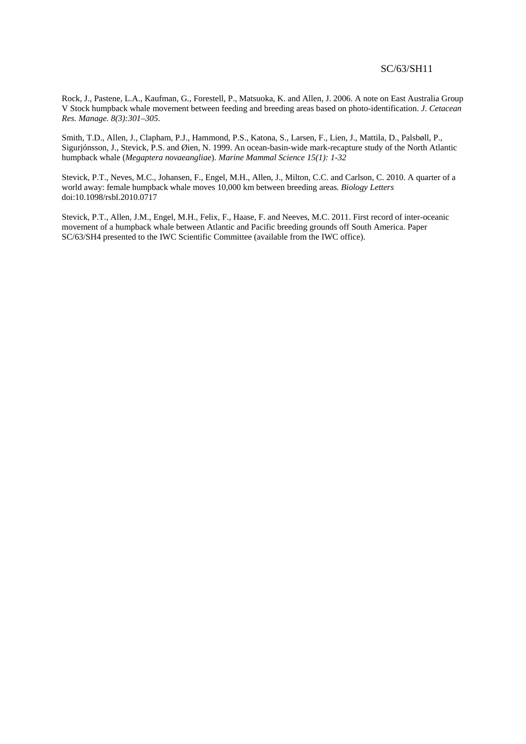Rock, J., Pastene, L.A., Kaufman, G., Forestell, P., Matsuoka, K. and Allen, J. 2006. A note on East Australia Group V Stock humpback whale movement between feeding and breeding areas based on photo-identification. *J. Cetacean Res. Manage. 8(3):301–305.*

Smith, T.D., Allen, J., Clapham, P.J., Hammond, P.S., Katona, S., Larsen, F., Lien, J., Mattila, D., Palsbøll, P., Sigurjónsson, J., Stevick, P.S. and Øien, N. 1999. An ocean-basin-wide mark-recapture study of the North Atlantic humpback whale (*Megaptera novaeangliae*). *Marine Mammal Science 15(1): 1-32*

Stevick, P.T., Neves, M.C., Johansen, F., Engel, M.H., Allen, J., Milton, C.C. and Carlson, C. 2010. A quarter of a world away: female humpback whale moves 10,000 km between breeding areas*. Biology Letters* doi:10.1098/rsbl.2010.0717

Stevick, P.T., Allen, J.M., Engel, M.H., Felix, F., Haase, F. and Neeves, M.C. 2011. First record of inter-oceanic movement of a humpback whale between Atlantic and Pacific breeding grounds off South America. Paper SC/63/SH4 presented to the IWC Scientific Committee (available from the IWC office).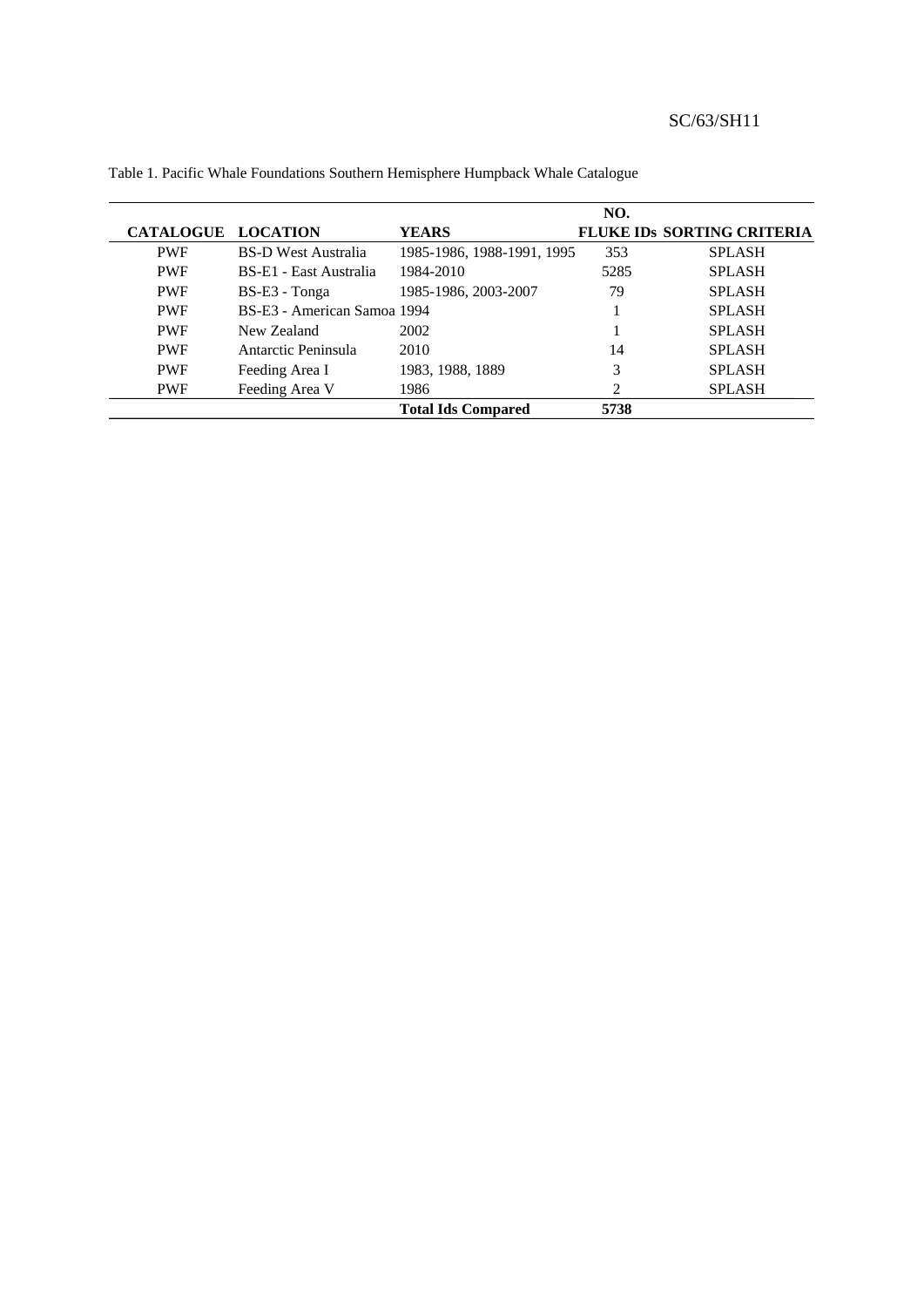Table 1. Pacific Whale Foundations Southern Hemisphere Humpback Whale Catalogue

| CATALOGUE | LOCATION | YEARS | NO. FLUKE IDs | SORTING CRITERIA |
|---|---|---|---|---|
| PWF | BS-D West Australia | 1985-1986, 1988-1991, 1995 | 353 | SPLASH |
| PWF | BS-E1 - East Australia | 1984-2010 | 5285 | SPLASH |
| PWF | BS-E3 - Tonga | 1985-1986, 2003-2007 | 79 | SPLASH |
| PWF | BS-E3 - American Samoa | 1994 | 1 | SPLASH |
| PWF | New Zealand | 2002 | 1 | SPLASH |
| PWF | Antarctic Peninsula | 2010 | 14 | SPLASH |
| PWF | Feeding Area I | 1983, 1988, 1889 | 3 | SPLASH |
| PWF | Feeding Area V | 1986 | 2 | SPLASH |
| | | **Total Ids Compared** | **5738** | |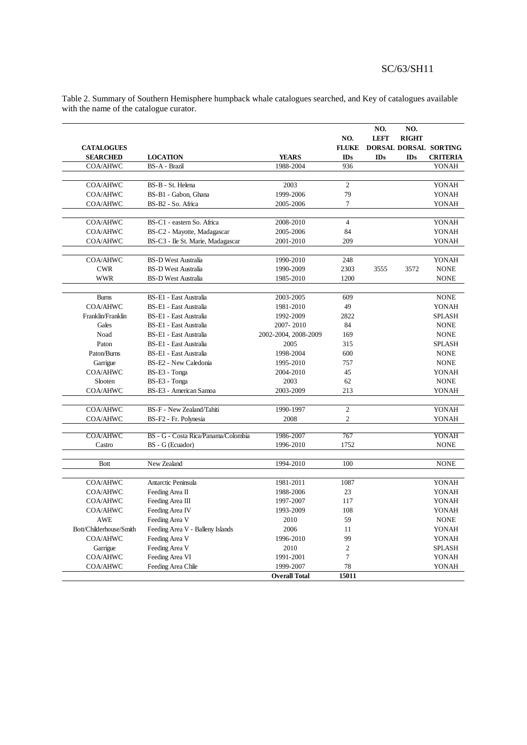Table 2. Summary of Southern Hemisphere humpback whale catalogues searched, and Key of catalogues available with the name of the catalogue curator.

| CATALOGUES SEARCHED | LOCATION | YEARS | NO. FLUKE IDs | NO. LEFT DORSAL IDs | NO. RIGHT DORSAL IDs | SORTING CRITERIA |
|---|---|---|---|---|---|---|
| COA/AHWC | BS-A - Brazil | 1988-2004 | 936 | | | YONAH |
| COA/AHWC | BS-B - St. Helena | 2003 | 2 | | | YONAH |
| COA/AHWC | BS-B1 - Gabon, Ghana | 1999-2006 | 79 | | | YONAH |
| COA/AHWC | BS-B2 - So. Africa | 2005-2006 | 7 | | | YONAH |
| COA/AHWC | BS-C1 - eastern So. Africa | 2008-2010 | 4 | | | YONAH |
| COA/AHWC | BS-C2 - Mayotte, Madagascar | 2005-2006 | 84 | | | YONAH |
| COA/AHWC | BS-C3 - Ile St. Marie, Madagascar | 2001-2010 | 209 | | | YONAH |
| COA/AHWC | BS-D West Australia | 1990-2010 | 248 | | | YONAH |
| CWR | BS-D West Australia | 1990-2009 | 2303 | 3555 | 3572 | NONE |
| WWR | BS-D West Australia | 1985-2010 | 1200 | | | NONE |
| Burns | BS-E1 - East Australia | 2003-2005 | 609 | | | NONE |
| COA/AHWC | BS-E1 - East Australia | 1981-2010 | 49 | | | YONAH |
| Franklin/Franklin | BS-E1 - East Australia | 1992-2009 | 2822 | | | SPLASH |
| Gales | BS-E1 - East Australia | 2007- 2010 | 84 | | | NONE |
| Noad | BS-E1 - East Australia | 2002-2004, 2008-2009 | 169 | | | NONE |
| Paton | BS-E1 - East Australia | 2005 | 315 | | | SPLASH |
| Paton/Burns | BS-E1 - East Australia | 1998-2004 | 600 | | | NONE |
| Garrigue | BS-E2 - New Caledonia | 1995-2010 | 757 | | | NONE |
| COA/AHWC | BS-E3 - Tonga | 2004-2010 | 45 | | | YONAH |
| Slooten | BS-E3 - Tonga | 2003 | 62 | | | NONE |
| COA/AHWC | BS-E3 - American Samoa | 2003-2009 | 213 | | | YONAH |
| COA/AHWC | BS-F - New Zealand/Tahiti | 1990-1997 | 2 | | | YONAH |
| COA/AHWC | BS-F2 - Fr. Polynesia | 2008 | 2 | | | YONAH |
| COA/AHWC | BS - G - Costa Rica/Panama/Colombia | 1986-2007 | 767 | | | YONAH |
| Castro | BS - G (Ecuador) | 1996-2010 | 1752 | | | NONE |
| Bott | New Zealand | 1994-2010 | 100 | | | NONE |
| COA/AHWC | Antarctic Peninsula | 1981-2011 | 1087 | | | YONAH |
| COA/AHWC | Feeding Area II | 1988-2006 | 23 | | | YONAH |
| COA/AHWC | Feeding Area III | 1997-2007 | 117 | | | YONAH |
| COA/AHWC | Feeding Area IV | 1993-2009 | 108 | | | YONAH |
| AWE | Feeding Area V | 2010 | 59 | | | NONE |
| Bott/Childerhouse/Smith | Feeding Area V - Balleny Islands | 2006 | 11 | | | YONAH |
| COA/AHWC | Feeding Area V | 1996-2010 | 99 | | | YONAH |
| Garrigue | Feeding Area V | 2010 | 2 | | | SPLASH |
| COA/AHWC | Feeding Area VI | 1991-2001 | 7 | | | YONAH |
| COA/AHWC | Feeding Area Chile | 1999-2007 | 78 | | | YONAH |
| | | **Overall Total** | **15011** | | | |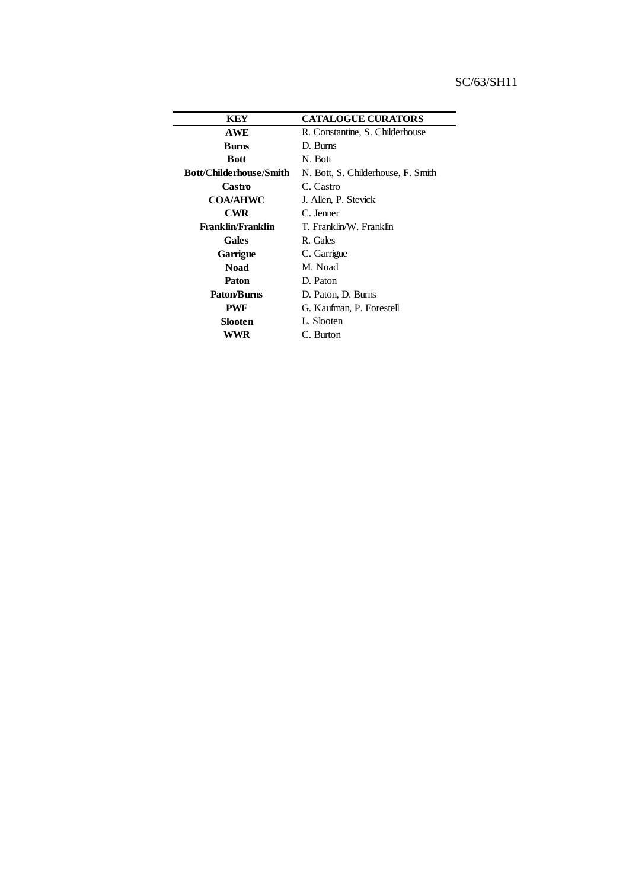| KEY | CATALOGUE CURATORS |
|---|---|
| **AWE** | R. Constantine, S. Childerhouse |
| **Burns** | D. Burns |
| **Bott** | N. Bott |
| **Bott/Childerhouse/Smith** | N. Bott, S. Childerhouse, F. Smith |
| **Castro** | C. Castro |
| **COA/AHWC** | J. Allen, P. Stevick |
| **CWR** | C. Jenner |
| **Franklin/Franklin** | T. Franklin/W. Franklin |
| **Gales** | R. Gales |
| **Garrigue** | C. Garrigue |
| **Noad** | M. Noad |
| **Paton** | D. Paton |
| **Paton/Burns** | D. Paton, D. Burns |
| **PWF** | G. Kaufman, P. Forestell |
| **Slooten** | L. Slooten |
| **WWR** | C. Burton |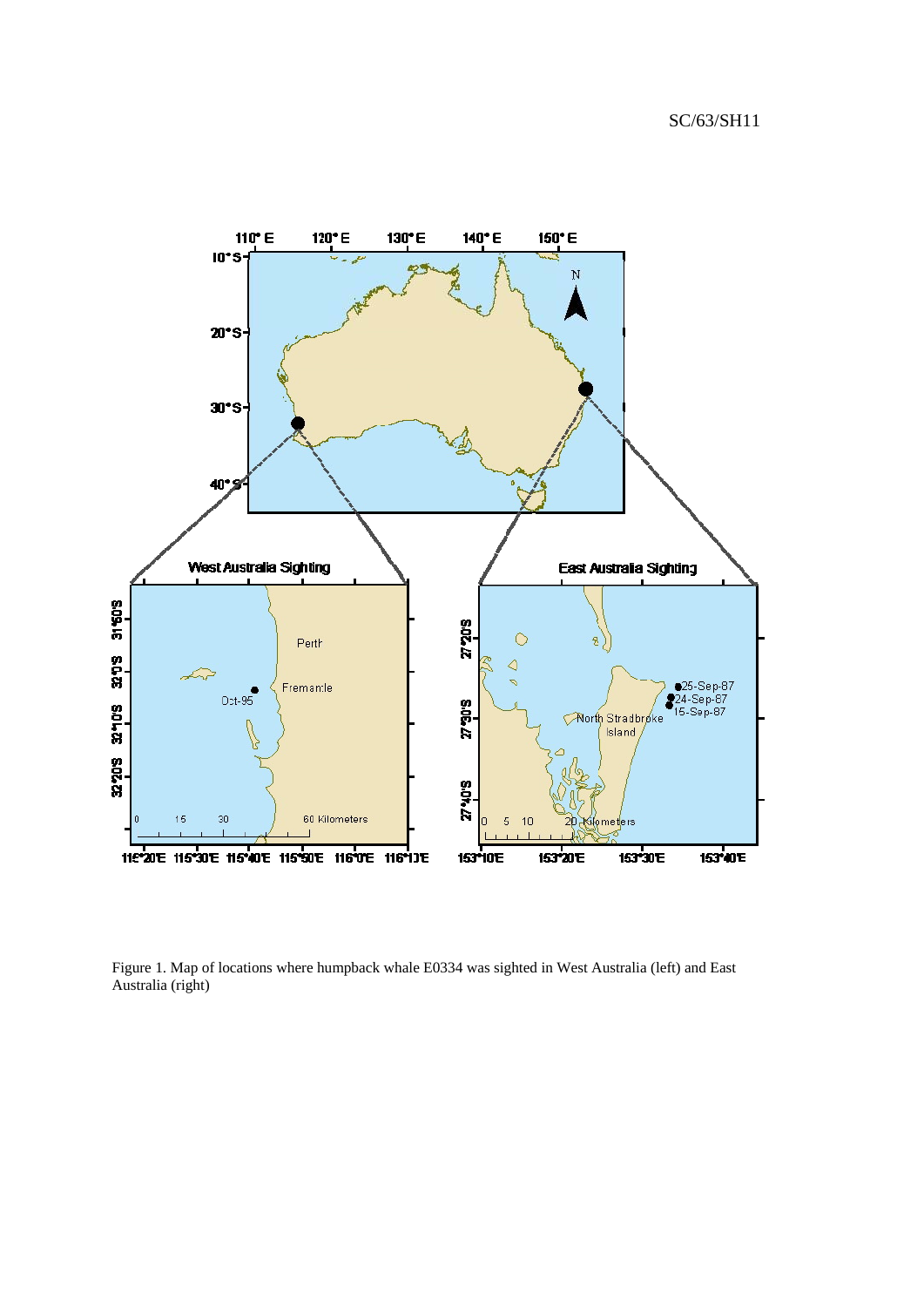Figure 1. Map of locations where humpback whale E0334 was sighted in West Australia (left) and East Australia (right)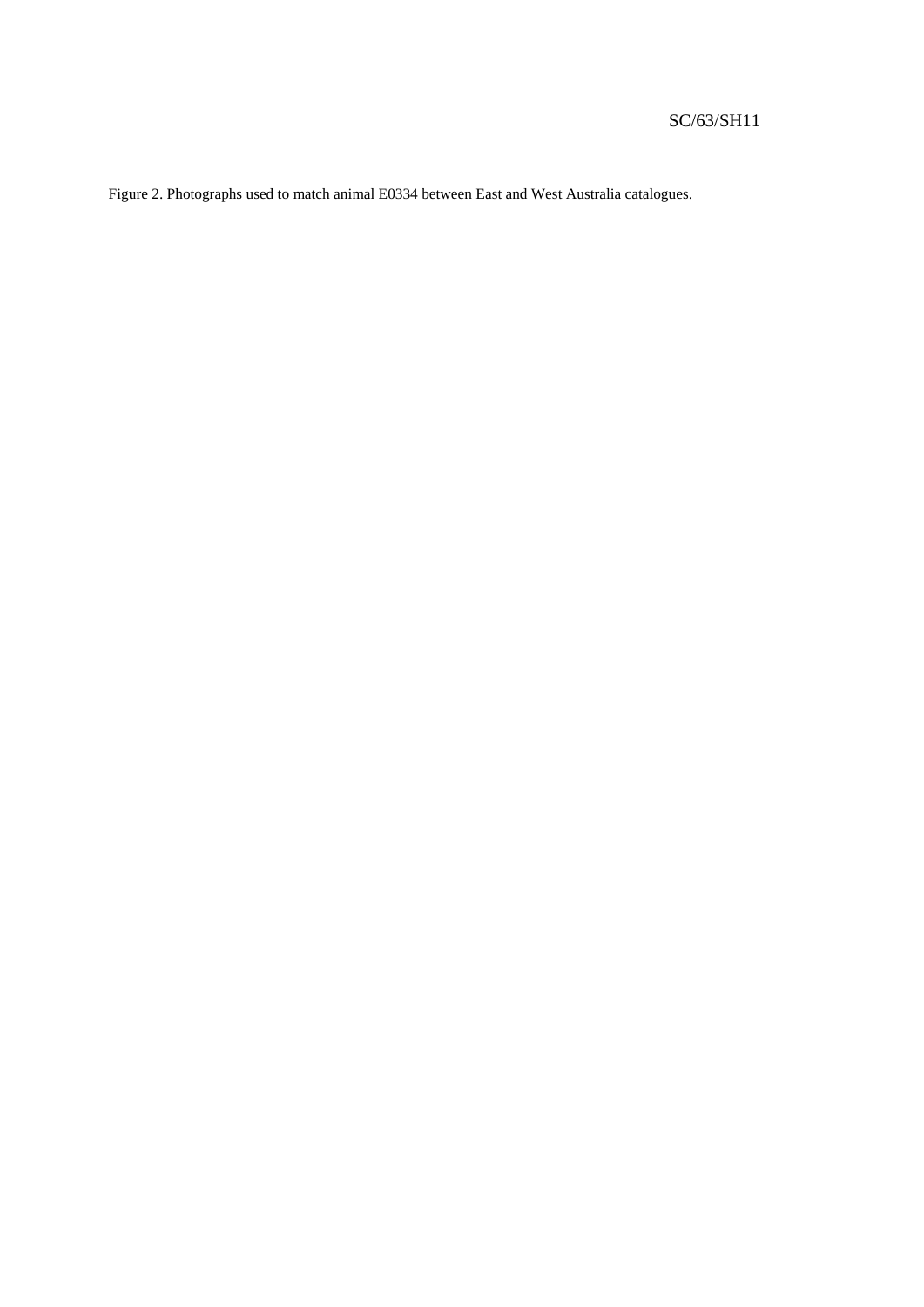Figure 2. Photographs used to match animal E0334 between East and West Australia catalogues.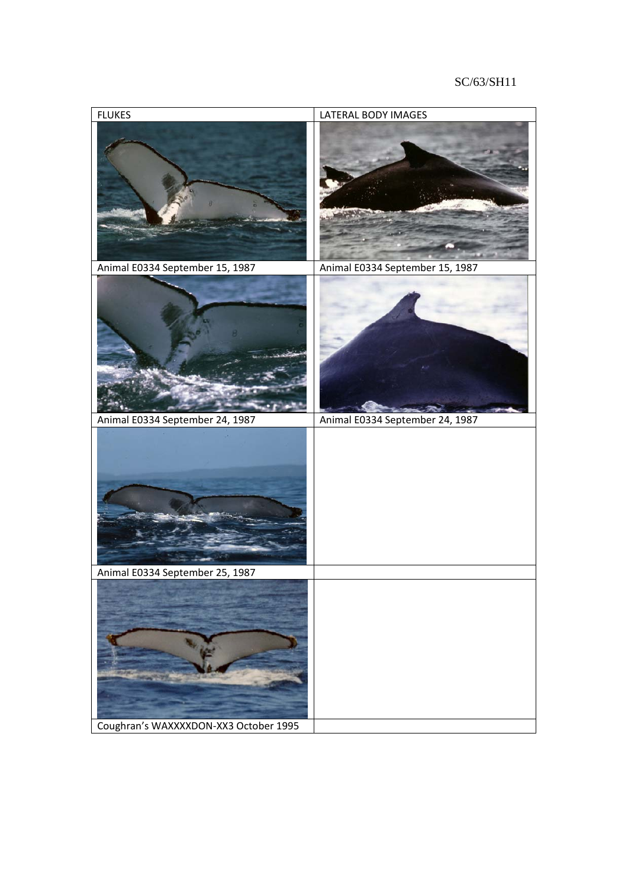| FLUKES | LATERAL BODY IMAGES |
|---|---|
| Animal E0334 September 15, 1987 | Animal E0334 September 15, 1987 |
| Animal E0334 September 24, 1987 | Animal E0334 September 24, 1987 |
| Animal E0334 September 25, 1987 | |
| Coughran's WAXXXXDON-XX3 October 1995 | |